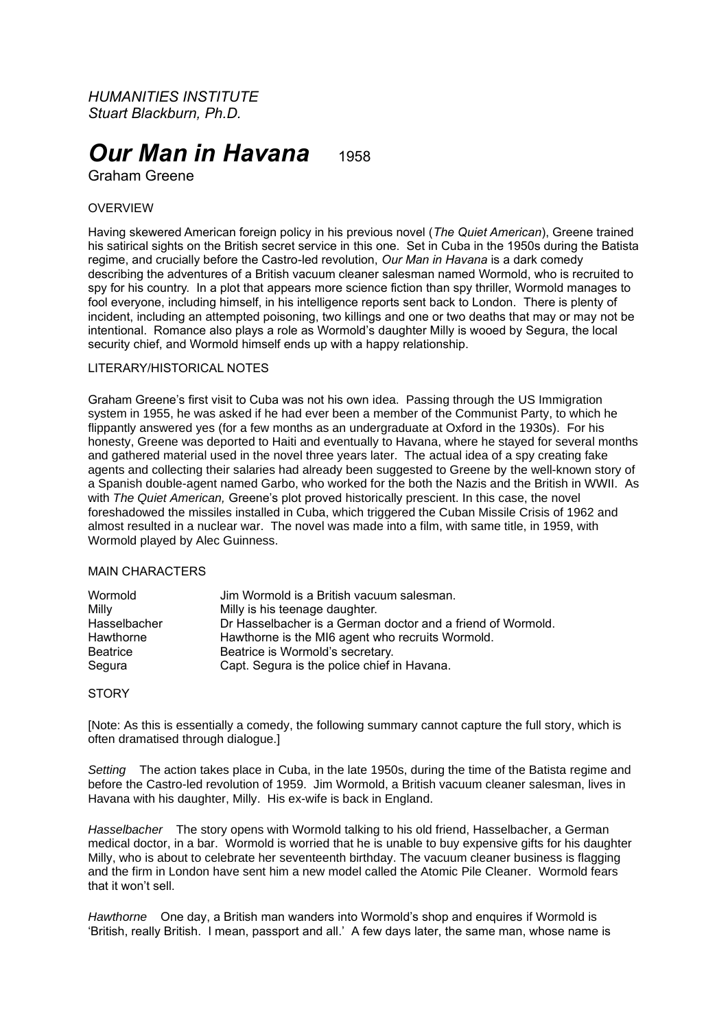*HUMANITIES INSTITUTE*
*Stuart Blackburn, Ph.D.*

# *Our Man in Havana* 1958

Graham Greene

## OVERVIEW

Having skewered American foreign policy in his previous novel (*The Quiet American*), Greene trained his satirical sights on the British secret service in this one. Set in Cuba in the 1950s during the Batista regime, and crucially before the Castro-led revolution, *Our Man in Havana* is a dark comedy describing the adventures of a British vacuum cleaner salesman named Wormold, who is recruited to spy for his country. In a plot that appears more science fiction than spy thriller, Wormold manages to fool everyone, including himself, in his intelligence reports sent back to London. There is plenty of incident, including an attempted poisoning, two killings and one or two deaths that may or may not be intentional. Romance also plays a role as Wormold's daughter Milly is wooed by Segura, the local security chief, and Wormold himself ends up with a happy relationship.

## LITERARY/HISTORICAL NOTES

Graham Greene's first visit to Cuba was not his own idea. Passing through the US Immigration system in 1955, he was asked if he had ever been a member of the Communist Party, to which he flippantly answered yes (for a few months as an undergraduate at Oxford in the 1930s). For his honesty, Greene was deported to Haiti and eventually to Havana, where he stayed for several months and gathered material used in the novel three years later. The actual idea of a spy creating fake agents and collecting their salaries had already been suggested to Greene by the well-known story of a Spanish double-agent named Garbo, who worked for the both the Nazis and the British in WWII. As with *The Quiet American,* Greene's plot proved historically prescient. In this case, the novel foreshadowed the missiles installed in Cuba, which triggered the Cuban Missile Crisis of 1962 and almost resulted in a nuclear war. The novel was made into a film, with same title, in 1959, with Wormold played by Alec Guinness.

## MAIN CHARACTERS

| | |
|---|---|
| Wormold | Jim Wormold is a British vacuum salesman. |
| Milly | Milly is his teenage daughter. |
| Hasselbacher | Dr Hasselbacher is a German doctor and a friend of Wormold. |
| Hawthorne | Hawthorne is the MI6 agent who recruits Wormold. |
| Beatrice | Beatrice is Wormold's secretary. |
| Segura | Capt. Segura is the police chief in Havana. |

## STORY

[Note: As this is essentially a comedy, the following summary cannot capture the full story, which is often dramatised through dialogue.]

*Setting* The action takes place in Cuba, in the late 1950s, during the time of the Batista regime and before the Castro-led revolution of 1959. Jim Wormold, a British vacuum cleaner salesman, lives in Havana with his daughter, Milly. His ex-wife is back in England.

*Hasselbacher* The story opens with Wormold talking to his old friend, Hasselbacher, a German medical doctor, in a bar. Wormold is worried that he is unable to buy expensive gifts for his daughter Milly, who is about to celebrate her seventeenth birthday. The vacuum cleaner business is flagging and the firm in London have sent him a new model called the Atomic Pile Cleaner. Wormold fears that it won't sell.

*Hawthorne* One day, a British man wanders into Wormold's shop and enquires if Wormold is 'British, really British. I mean, passport and all.' A few days later, the same man, whose name is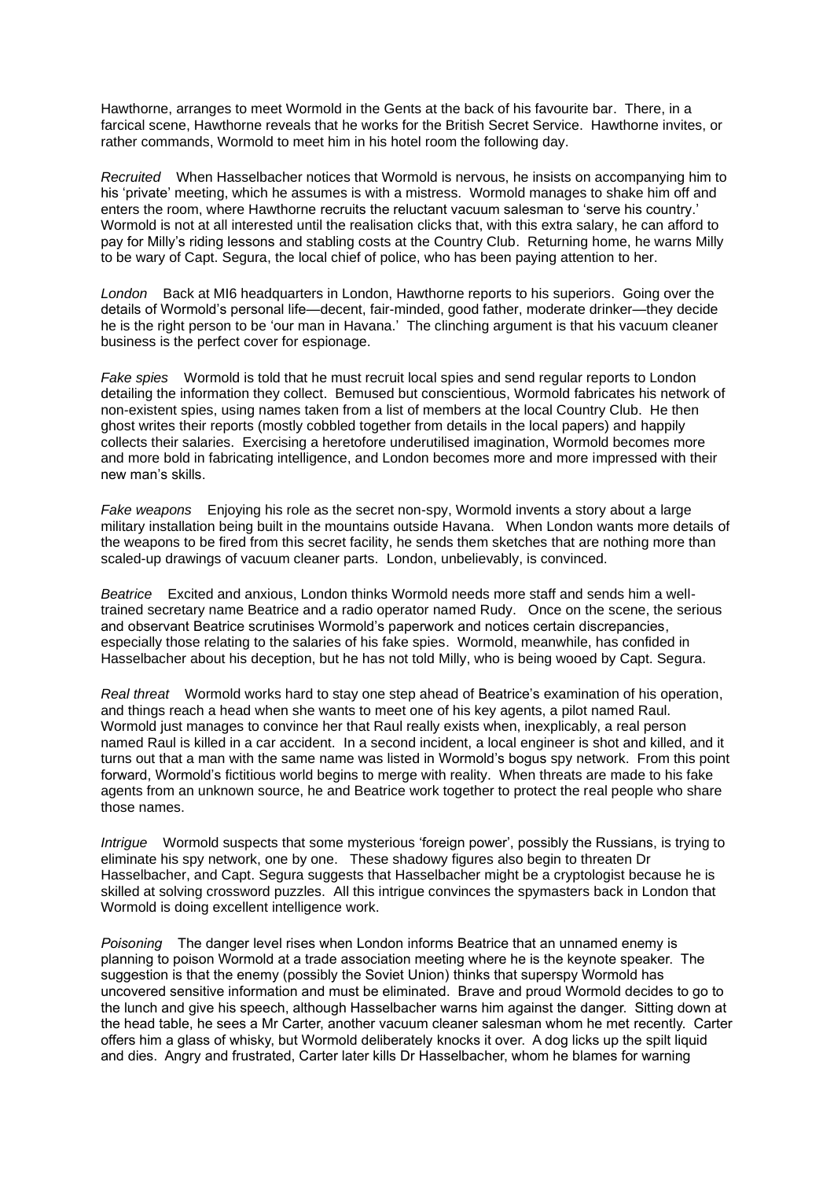Hawthorne, arranges to meet Wormold in the Gents at the back of his favourite bar. There, in a farcical scene, Hawthorne reveals that he works for the British Secret Service. Hawthorne invites, or rather commands, Wormold to meet him in his hotel room the following day.

*Recruited* When Hasselbacher notices that Wormold is nervous, he insists on accompanying him to his 'private' meeting, which he assumes is with a mistress. Wormold manages to shake him off and enters the room, where Hawthorne recruits the reluctant vacuum salesman to 'serve his country.' Wormold is not at all interested until the realisation clicks that, with this extra salary, he can afford to pay for Milly's riding lessons and stabling costs at the Country Club. Returning home, he warns Milly to be wary of Capt. Segura, the local chief of police, who has been paying attention to her.

*London* Back at MI6 headquarters in London, Hawthorne reports to his superiors. Going over the details of Wormold's personal life—decent, fair-minded, good father, moderate drinker—they decide he is the right person to be 'our man in Havana.' The clinching argument is that his vacuum cleaner business is the perfect cover for espionage.

*Fake spies* Wormold is told that he must recruit local spies and send regular reports to London detailing the information they collect. Bemused but conscientious, Wormold fabricates his network of non-existent spies, using names taken from a list of members at the local Country Club. He then ghost writes their reports (mostly cobbled together from details in the local papers) and happily collects their salaries. Exercising a heretofore underutilised imagination, Wormold becomes more and more bold in fabricating intelligence, and London becomes more and more impressed with their new man's skills.

*Fake weapons* Enjoying his role as the secret non-spy, Wormold invents a story about a large military installation being built in the mountains outside Havana. When London wants more details of the weapons to be fired from this secret facility, he sends them sketches that are nothing more than scaled-up drawings of vacuum cleaner parts. London, unbelievably, is convinced.

*Beatrice* Excited and anxious, London thinks Wormold needs more staff and sends him a well-trained secretary name Beatrice and a radio operator named Rudy. Once on the scene, the serious and observant Beatrice scrutinises Wormold's paperwork and notices certain discrepancies, especially those relating to the salaries of his fake spies. Wormold, meanwhile, has confided in Hasselbacher about his deception, but he has not told Milly, who is being wooed by Capt. Segura.

*Real threat* Wormold works hard to stay one step ahead of Beatrice's examination of his operation, and things reach a head when she wants to meet one of his key agents, a pilot named Raul. Wormold just manages to convince her that Raul really exists when, inexplicably, a real person named Raul is killed in a car accident. In a second incident, a local engineer is shot and killed, and it turns out that a man with the same name was listed in Wormold's bogus spy network. From this point forward, Wormold's fictitious world begins to merge with reality. When threats are made to his fake agents from an unknown source, he and Beatrice work together to protect the real people who share those names.

*Intrigue* Wormold suspects that some mysterious 'foreign power', possibly the Russians, is trying to eliminate his spy network, one by one. These shadowy figures also begin to threaten Dr Hasselbacher, and Capt. Segura suggests that Hasselbacher might be a cryptologist because he is skilled at solving crossword puzzles. All this intrigue convinces the spymasters back in London that Wormold is doing excellent intelligence work.

*Poisoning* The danger level rises when London informs Beatrice that an unnamed enemy is planning to poison Wormold at a trade association meeting where he is the keynote speaker. The suggestion is that the enemy (possibly the Soviet Union) thinks that superspy Wormold has uncovered sensitive information and must be eliminated. Brave and proud Wormold decides to go to the lunch and give his speech, although Hasselbacher warns him against the danger. Sitting down at the head table, he sees a Mr Carter, another vacuum cleaner salesman whom he met recently. Carter offers him a glass of whisky, but Wormold deliberately knocks it over. A dog licks up the spilt liquid and dies. Angry and frustrated, Carter later kills Dr Hasselbacher, whom he blames for warning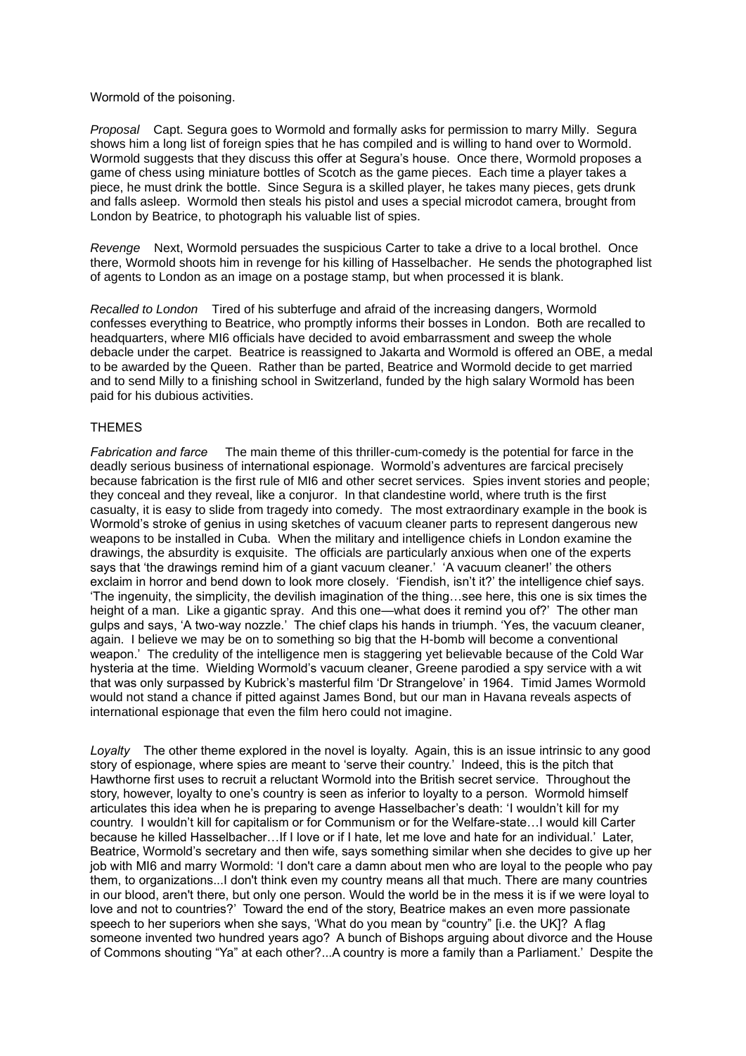Wormold of the poisoning.

*Proposal* Capt. Segura goes to Wormold and formally asks for permission to marry Milly. Segura shows him a long list of foreign spies that he has compiled and is willing to hand over to Wormold. Wormold suggests that they discuss this offer at Segura's house. Once there, Wormold proposes a game of chess using miniature bottles of Scotch as the game pieces. Each time a player takes a piece, he must drink the bottle. Since Segura is a skilled player, he takes many pieces, gets drunk and falls asleep. Wormold then steals his pistol and uses a special microdot camera, brought from London by Beatrice, to photograph his valuable list of spies.

*Revenge* Next, Wormold persuades the suspicious Carter to take a drive to a local brothel. Once there, Wormold shoots him in revenge for his killing of Hasselbacher. He sends the photographed list of agents to London as an image on a postage stamp, but when processed it is blank.

*Recalled to London* Tired of his subterfuge and afraid of the increasing dangers, Wormold confesses everything to Beatrice, who promptly informs their bosses in London. Both are recalled to headquarters, where MI6 officials have decided to avoid embarrassment and sweep the whole debacle under the carpet. Beatrice is reassigned to Jakarta and Wormold is offered an OBE, a medal to be awarded by the Queen. Rather than be parted, Beatrice and Wormold decide to get married and to send Milly to a finishing school in Switzerland, funded by the high salary Wormold has been paid for his dubious activities.

## THEMES

*Fabrication and farce* The main theme of this thriller-cum-comedy is the potential for farce in the deadly serious business of international espionage. Wormold's adventures are farcical precisely because fabrication is the first rule of MI6 and other secret services. Spies invent stories and people; they conceal and they reveal, like a conjuror. In that clandestine world, where truth is the first casualty, it is easy to slide from tragedy into comedy. The most extraordinary example in the book is Wormold's stroke of genius in using sketches of vacuum cleaner parts to represent dangerous new weapons to be installed in Cuba. When the military and intelligence chiefs in London examine the drawings, the absurdity is exquisite. The officials are particularly anxious when one of the experts says that 'the drawings remind him of a giant vacuum cleaner.' 'A vacuum cleaner!' the others exclaim in horror and bend down to look more closely. 'Fiendish, isn't it?' the intelligence chief says. 'The ingenuity, the simplicity, the devilish imagination of the thing…see here, this one is six times the height of a man. Like a gigantic spray. And this one—what does it remind you of?' The other man gulps and says, 'A two-way nozzle.' The chief claps his hands in triumph. 'Yes, the vacuum cleaner, again. I believe we may be on to something so big that the H-bomb will become a conventional weapon.' The credulity of the intelligence men is staggering yet believable because of the Cold War hysteria at the time. Wielding Wormold's vacuum cleaner, Greene parodied a spy service with a wit that was only surpassed by Kubrick's masterful film 'Dr Strangelove' in 1964. Timid James Wormold would not stand a chance if pitted against James Bond, but our man in Havana reveals aspects of international espionage that even the film hero could not imagine.

*Loyalty* The other theme explored in the novel is loyalty. Again, this is an issue intrinsic to any good story of espionage, where spies are meant to 'serve their country.' Indeed, this is the pitch that Hawthorne first uses to recruit a reluctant Wormold into the British secret service. Throughout the story, however, loyalty to one's country is seen as inferior to loyalty to a person. Wormold himself articulates this idea when he is preparing to avenge Hasselbacher's death: 'I wouldn't kill for my country. I wouldn't kill for capitalism or for Communism or for the Welfare-state…I would kill Carter because he killed Hasselbacher…If I love or if I hate, let me love and hate for an individual.' Later, Beatrice, Wormold's secretary and then wife, says something similar when she decides to give up her job with MI6 and marry Wormold: 'I don't care a damn about men who are loyal to the people who pay them, to organizations...I don't think even my country means all that much. There are many countries in our blood, aren't there, but only one person. Would the world be in the mess it is if we were loyal to love and not to countries?' Toward the end of the story, Beatrice makes an even more passionate speech to her superiors when she says, 'What do you mean by "country" [i.e. the UK]? A flag someone invented two hundred years ago? A bunch of Bishops arguing about divorce and the House of Commons shouting "Ya" at each other?...A country is more a family than a Parliament.' Despite the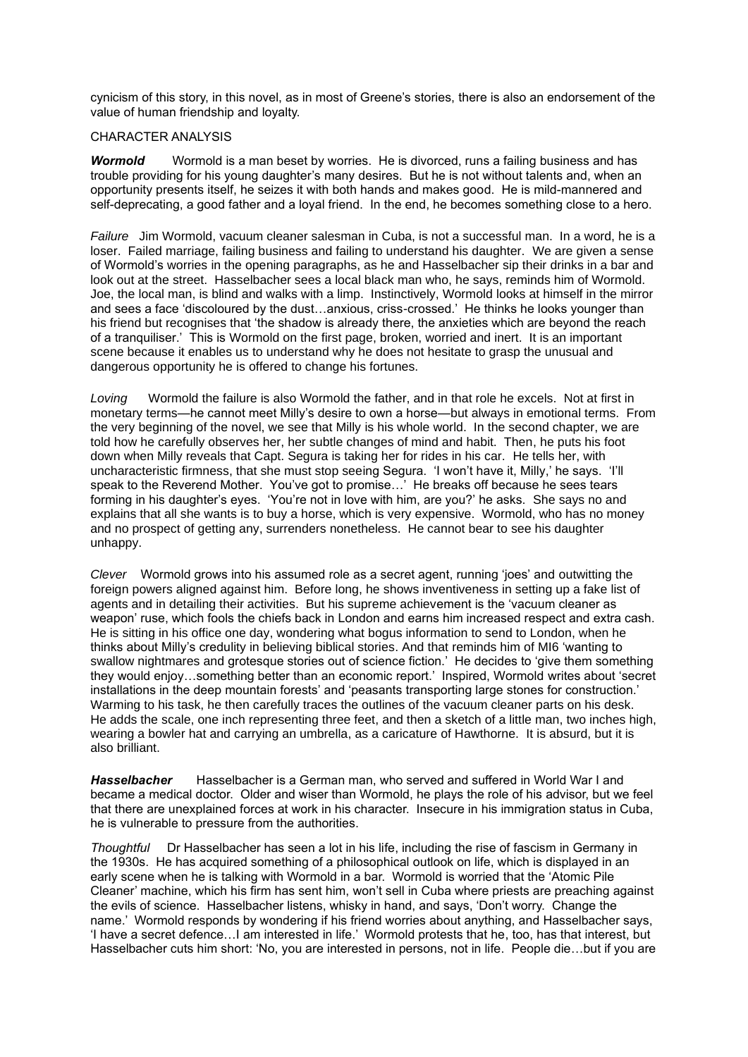cynicism of this story, in this novel, as in most of Greene's stories, there is also an endorsement of the value of human friendship and loyalty.

CHARACTER ANALYSIS

***Wormold*** Wormold is a man beset by worries. He is divorced, runs a failing business and has trouble providing for his young daughter's many desires. But he is not without talents and, when an opportunity presents itself, he seizes it with both hands and makes good. He is mild-mannered and self-deprecating, a good father and a loyal friend. In the end, he becomes something close to a hero.

*Failure* Jim Wormold, vacuum cleaner salesman in Cuba, is not a successful man. In a word, he is a loser. Failed marriage, failing business and failing to understand his daughter. We are given a sense of Wormold's worries in the opening paragraphs, as he and Hasselbacher sip their drinks in a bar and look out at the street. Hasselbacher sees a local black man who, he says, reminds him of Wormold. Joe, the local man, is blind and walks with a limp. Instinctively, Wormold looks at himself in the mirror and sees a face 'discoloured by the dust…anxious, criss-crossed.' He thinks he looks younger than his friend but recognises that 'the shadow is already there, the anxieties which are beyond the reach of a tranquiliser.' This is Wormold on the first page, broken, worried and inert. It is an important scene because it enables us to understand why he does not hesitate to grasp the unusual and dangerous opportunity he is offered to change his fortunes.

*Loving* Wormold the failure is also Wormold the father, and in that role he excels. Not at first in monetary terms—he cannot meet Milly's desire to own a horse—but always in emotional terms. From the very beginning of the novel, we see that Milly is his whole world. In the second chapter, we are told how he carefully observes her, her subtle changes of mind and habit. Then, he puts his foot down when Milly reveals that Capt. Segura is taking her for rides in his car. He tells her, with uncharacteristic firmness, that she must stop seeing Segura. 'I won't have it, Milly,' he says. 'I'll speak to the Reverend Mother. You've got to promise…' He breaks off because he sees tears forming in his daughter's eyes. 'You're not in love with him, are you?' he asks. She says no and explains that all she wants is to buy a horse, which is very expensive. Wormold, who has no money and no prospect of getting any, surrenders nonetheless. He cannot bear to see his daughter unhappy.

*Clever* Wormold grows into his assumed role as a secret agent, running 'joes' and outwitting the foreign powers aligned against him. Before long, he shows inventiveness in setting up a fake list of agents and in detailing their activities. But his supreme achievement is the 'vacuum cleaner as weapon' ruse, which fools the chiefs back in London and earns him increased respect and extra cash. He is sitting in his office one day, wondering what bogus information to send to London, when he thinks about Milly's credulity in believing biblical stories. And that reminds him of MI6 'wanting to swallow nightmares and grotesque stories out of science fiction.' He decides to 'give them something they would enjoy…something better than an economic report.' Inspired, Wormold writes about 'secret installations in the deep mountain forests' and 'peasants transporting large stones for construction.' Warming to his task, he then carefully traces the outlines of the vacuum cleaner parts on his desk. He adds the scale, one inch representing three feet, and then a sketch of a little man, two inches high, wearing a bowler hat and carrying an umbrella, as a caricature of Hawthorne. It is absurd, but it is also brilliant.

***Hasselbacher*** Hasselbacher is a German man, who served and suffered in World War I and became a medical doctor. Older and wiser than Wormold, he plays the role of his advisor, but we feel that there are unexplained forces at work in his character. Insecure in his immigration status in Cuba, he is vulnerable to pressure from the authorities.

*Thoughtful* Dr Hasselbacher has seen a lot in his life, including the rise of fascism in Germany in the 1930s. He has acquired something of a philosophical outlook on life, which is displayed in an early scene when he is talking with Wormold in a bar. Wormold is worried that the 'Atomic Pile Cleaner' machine, which his firm has sent him, won't sell in Cuba where priests are preaching against the evils of science. Hasselbacher listens, whisky in hand, and says, 'Don't worry. Change the name.' Wormold responds by wondering if his friend worries about anything, and Hasselbacher says, 'I have a secret defence…I am interested in life.' Wormold protests that he, too, has that interest, but Hasselbacher cuts him short: 'No, you are interested in persons, not in life. People die…but if you are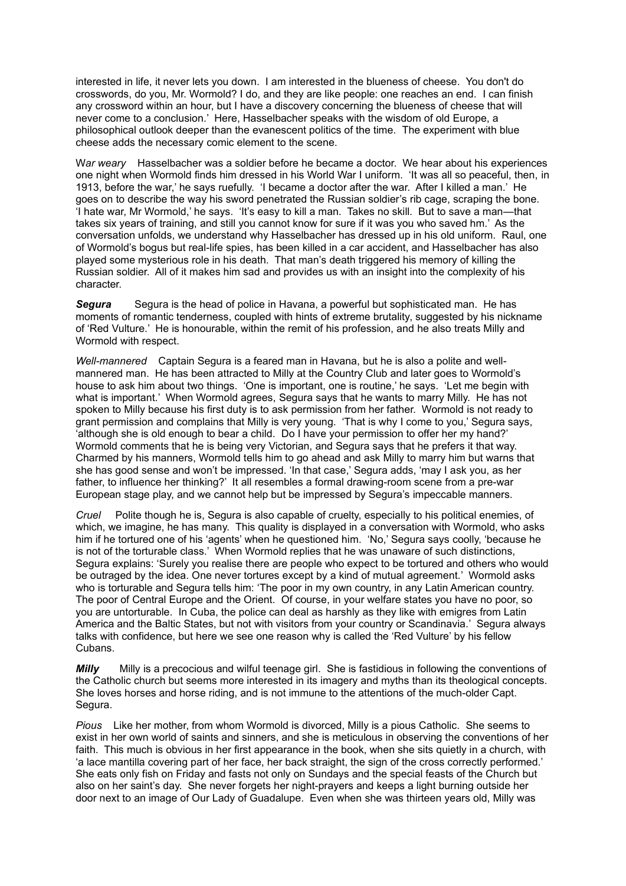interested in life, it never lets you down. I am interested in the blueness of cheese. You don't do crosswords, do you, Mr. Wormold? I do, and they are like people: one reaches an end. I can finish any crossword within an hour, but I have a discovery concerning the blueness of cheese that will never come to a conclusion.' Here, Hasselbacher speaks with the wisdom of old Europe, a philosophical outlook deeper than the evanescent politics of the time. The experiment with blue cheese adds the necessary comic element to the scene.

*War weary* Hasselbacher was a soldier before he became a doctor. We hear about his experiences one night when Wormold finds him dressed in his World War I uniform. 'It was all so peaceful, then, in 1913, before the war,' he says ruefully. 'I became a doctor after the war. After I killed a man.' He goes on to describe the way his sword penetrated the Russian soldier's rib cage, scraping the bone. 'I hate war, Mr Wormold,' he says. 'It's easy to kill a man. Takes no skill. But to save a man—that takes six years of training, and still you cannot know for sure if it was you who saved hm.' As the conversation unfolds, we understand why Hasselbacher has dressed up in his old uniform. Raul, one of Wormold's bogus but real-life spies, has been killed in a car accident, and Hasselbacher has also played some mysterious role in his death. That man's death triggered his memory of killing the Russian soldier. All of it makes him sad and provides us with an insight into the complexity of his character.

***Segura*** Segura is the head of police in Havana, a powerful but sophisticated man. He has moments of romantic tenderness, coupled with hints of extreme brutality, suggested by his nickname of 'Red Vulture.' He is honourable, within the remit of his profession, and he also treats Milly and Wormold with respect.

*Well-mannered* Captain Segura is a feared man in Havana, but he is also a polite and well-mannered man. He has been attracted to Milly at the Country Club and later goes to Wormold's house to ask him about two things. 'One is important, one is routine,' he says. 'Let me begin with what is important.' When Wormold agrees, Segura says that he wants to marry Milly. He has not spoken to Milly because his first duty is to ask permission from her father. Wormold is not ready to grant permission and complains that Milly is very young. 'That is why I come to you,' Segura says, 'although she is old enough to bear a child. Do I have your permission to offer her my hand?' Wormold comments that he is being very Victorian, and Segura says that he prefers it that way. Charmed by his manners, Wormold tells him to go ahead and ask Milly to marry him but warns that she has good sense and won't be impressed. 'In that case,' Segura adds, 'may I ask you, as her father, to influence her thinking?' It all resembles a formal drawing-room scene from a pre-war European stage play, and we cannot help but be impressed by Segura's impeccable manners.

*Cruel* Polite though he is, Segura is also capable of cruelty, especially to his political enemies, of which, we imagine, he has many. This quality is displayed in a conversation with Wormold, who asks him if he tortured one of his 'agents' when he questioned him. 'No,' Segura says coolly, 'because he is not of the torturable class.' When Wormold replies that he was unaware of such distinctions, Segura explains: 'Surely you realise there are people who expect to be tortured and others who would be outraged by the idea. One never tortures except by a kind of mutual agreement.' Wormold asks who is torturable and Segura tells him: 'The poor in my own country, in any Latin American country. The poor of Central Europe and the Orient. Of course, in your welfare states you have no poor, so you are untorturable. In Cuba, the police can deal as harshly as they like with emigres from Latin America and the Baltic States, but not with visitors from your country or Scandinavia.' Segura always talks with confidence, but here we see one reason why is called the 'Red Vulture' by his fellow Cubans.

***Milly*** Milly is a precocious and wilful teenage girl. She is fastidious in following the conventions of the Catholic church but seems more interested in its imagery and myths than its theological concepts. She loves horses and horse riding, and is not immune to the attentions of the much-older Capt. Segura.

*Pious* Like her mother, from whom Wormold is divorced, Milly is a pious Catholic. She seems to exist in her own world of saints and sinners, and she is meticulous in observing the conventions of her faith. This much is obvious in her first appearance in the book, when she sits quietly in a church, with 'a lace mantilla covering part of her face, her back straight, the sign of the cross correctly performed.' She eats only fish on Friday and fasts not only on Sundays and the special feasts of the Church but also on her saint's day. She never forgets her night-prayers and keeps a light burning outside her door next to an image of Our Lady of Guadalupe. Even when she was thirteen years old, Milly was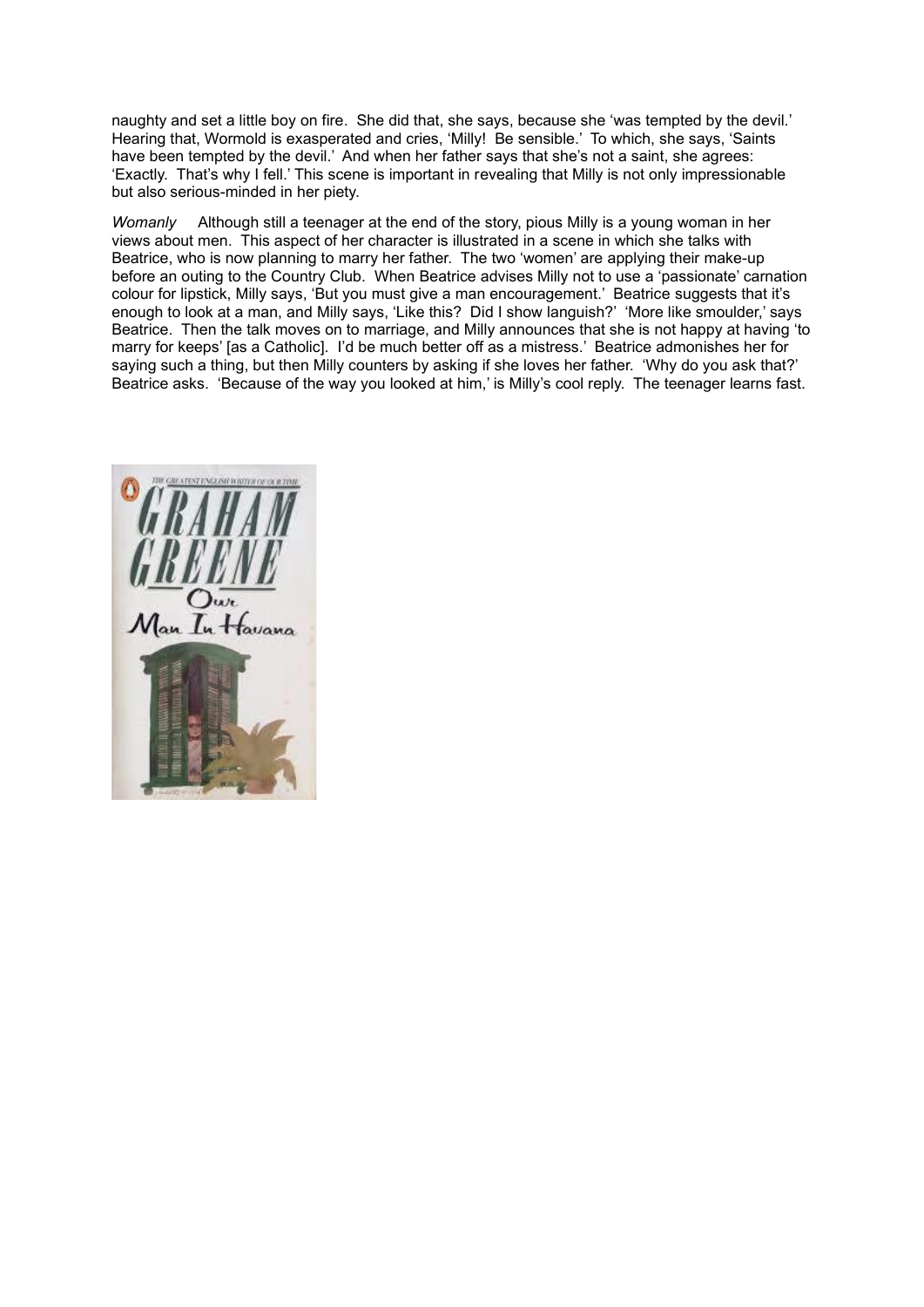naughty and set a little boy on fire. She did that, she says, because she 'was tempted by the devil.' Hearing that, Wormold is exasperated and cries, 'Milly! Be sensible.' To which, she says, 'Saints have been tempted by the devil.' And when her father says that she's not a saint, she agrees: 'Exactly. That's why I fell.' This scene is important in revealing that Milly is not only impressionable but also serious-minded in her piety.

*Womanly* Although still a teenager at the end of the story, pious Milly is a young woman in her views about men. This aspect of her character is illustrated in a scene in which she talks with Beatrice, who is now planning to marry her father. The two 'women' are applying their make-up before an outing to the Country Club. When Beatrice advises Milly not to use a 'passionate' carnation colour for lipstick, Milly says, 'But you must give a man encouragement.' Beatrice suggests that it's enough to look at a man, and Milly says, 'Like this? Did I show languish?' 'More like smoulder,' says Beatrice. Then the talk moves on to marriage, and Milly announces that she is not happy at having 'to marry for keeps' [as a Catholic]. I'd be much better off as a mistress.' Beatrice admonishes her for saying such a thing, but then Milly counters by asking if she loves her father. 'Why do you ask that?' Beatrice asks. 'Because of the way you looked at him,' is Milly's cool reply. The teenager learns fast.